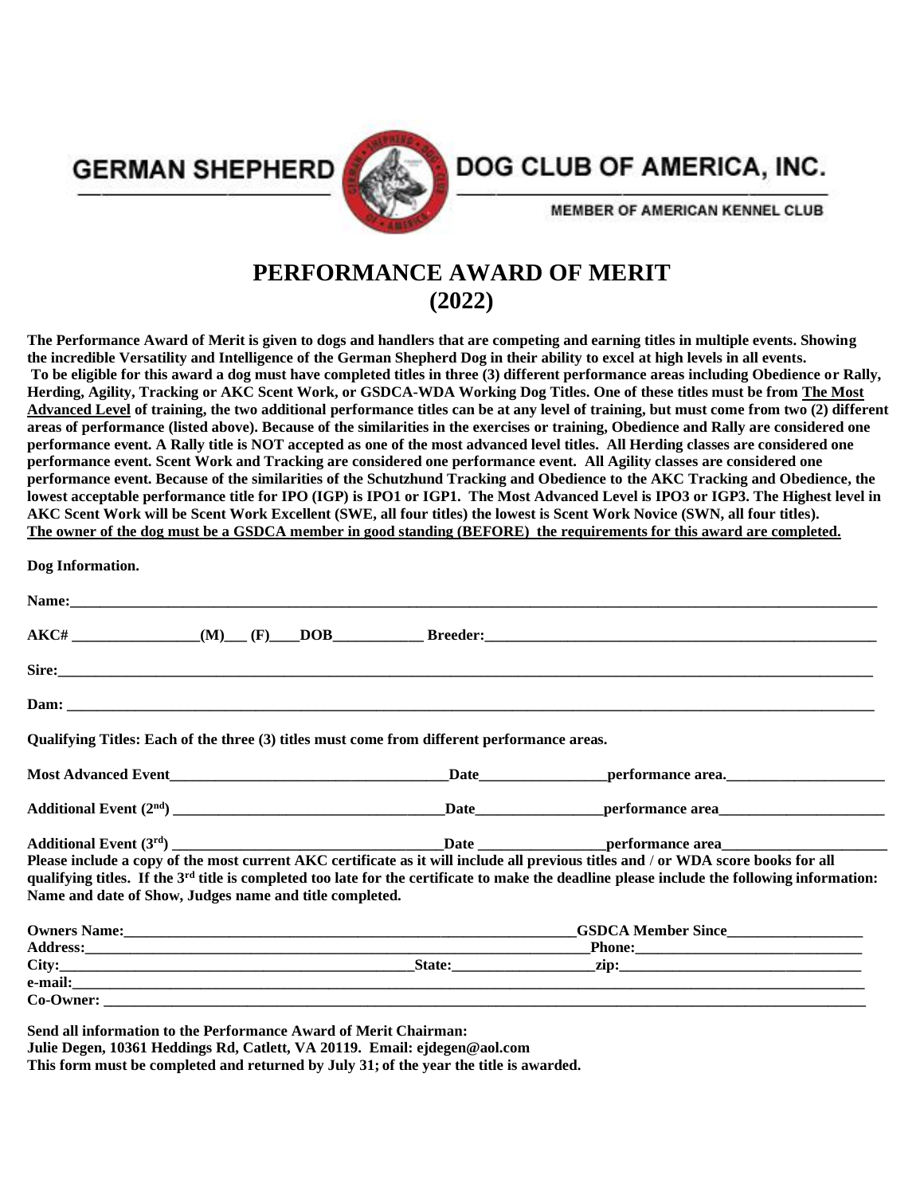GERMAN SHEPHERD DOG CLUB OF AMERICA, INC.

MEMBER OF AMERICAN KENNEL CLUB

# PERFORMANCE AWARD OF MERIT
# (2022)

**The Performance Award of Merit is given to dogs and handlers that are competing and earning titles in multiple events. Showing the incredible Versatility and Intelligence of the German Shepherd Dog in their ability to excel at high levels in all events. To be eligible for this award a dog must have completed titles in three (3) different performance areas including Obedience or Rally, Herding, Agility, Tracking or AKC Scent Work, or GSDCA-WDA Working Dog Titles. One of these titles must be from <u>The Most Advanced Level</u> of training, the two additional performance titles can be at any level of training, but must come from two (2) different areas of performance (listed above). Because of the similarities in the exercises or training, Obedience and Rally are considered one performance event. A Rally title is NOT accepted as one of the most advanced level titles. All Herding classes are considered one performance event. Scent Work and Tracking are considered one performance event. All Agility classes are considered one performance event. Because of the similarities of the Schutzhund Tracking and Obedience to the AKC Tracking and Obedience, the lowest acceptable performance title for IPO (IGP) is IPO1 or IGP1. The Most Advanced Level is IPO3 or IGP3. The Highest level in AKC Scent Work will be Scent Work Excellent (SWE, all four titles) the lowest is Scent Work Novice (SWN, all four titles).**
**<u>The owner of the dog must be a GSDCA member in good standing (BEFORE) the requirements for this award are completed.</u>**

**Dog Information.**

**Name:**________________________________________________________________________

**AKC#** ________________**(M)**___ **(F)**___**DOB**___________ **Breeder:**______________________________________

**Sire:**_________________________________________________________________________

**Dam:** _________________________________________________________________________

**Qualifying Titles: Each of the three (3) titles must come from different performance areas.**

**Most Advanced Event**______________________________**Date**______________**performance area.**__________________

**Additional Event (2nd)** ______________________________**Date**______________**performance area**__________________

**Additional Event (3rd)** ______________________________**Date** ______________**performance area**__________________

**Please include a copy of the most current AKC certificate as it will include all previous titles and / or WDA score books for all qualifying titles. If the 3rd title is completed too late for the certificate to make the deadline please include the following information: Name and date of Show, Judges name and title completed.**

**Owners Name:**_____________________________________________**GSDCA Member Since**______________
**Address:**_________________________________________________**Phone:**__________________________
**City:**__________________________________**State:**______________**zip:**_________________________
**e-mail:**____________________________________________________________________________
**Co-Owner:** __________________________________________________________________________

**Send all information to the Performance Award of Merit Chairman:**
**Julie Degen, 10361 Heddings Rd, Catlett, VA 20119. Email: ejdegen@aol.com**
**This form must be completed and returned by July 31; of the year the title is awarded.**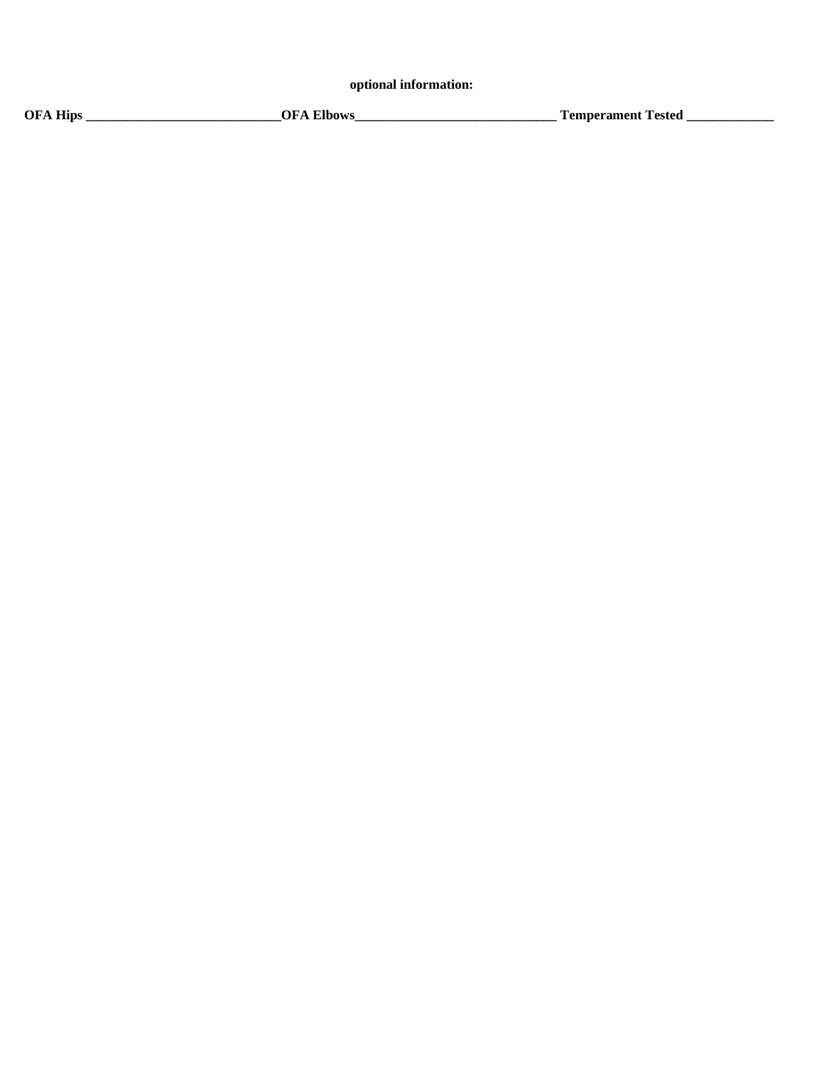**optional information:**

**OFA Hips _____________________________OFA Elbows______________________________ Temperament Tested _____________**